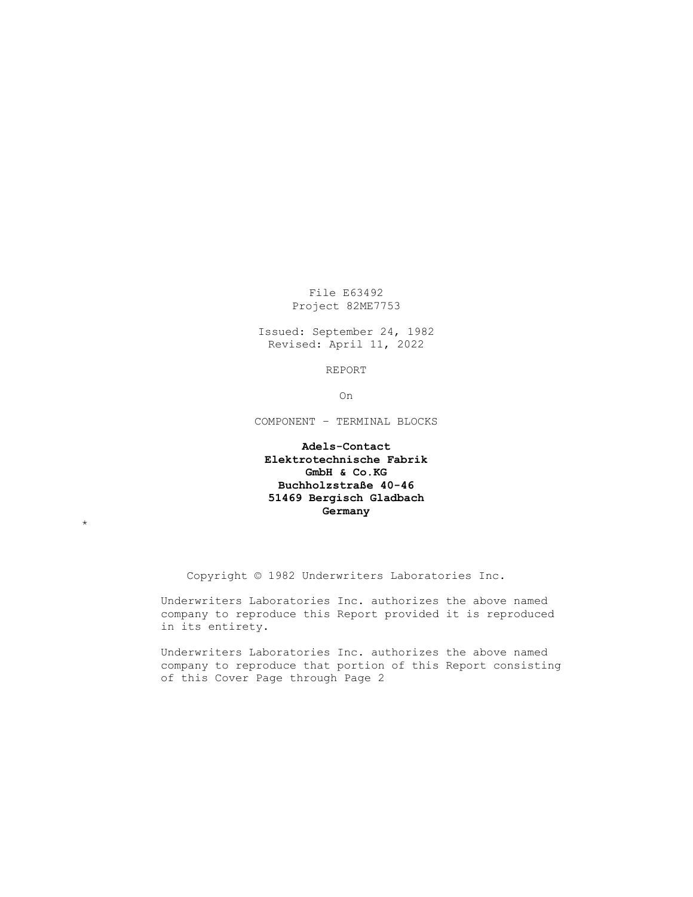File E63492
Project 82ME7753

Issued: September 24, 1982
Revised: April 11, 2022

REPORT

On

COMPONENT – TERMINAL BLOCKS

**Adels-Contact**
**Elektrotechnische Fabrik**
**GmbH & Co.KG**
**Buchholzstraße 40-46**
**51469 Bergisch Gladbach**
**Germany**

*

Copyright © 1982 Underwriters Laboratories Inc.

Underwriters Laboratories Inc. authorizes the above named company to reproduce this Report provided it is reproduced in its entirety.

Underwriters Laboratories Inc. authorizes the above named company to reproduce that portion of this Report consisting of this Cover Page through Page 2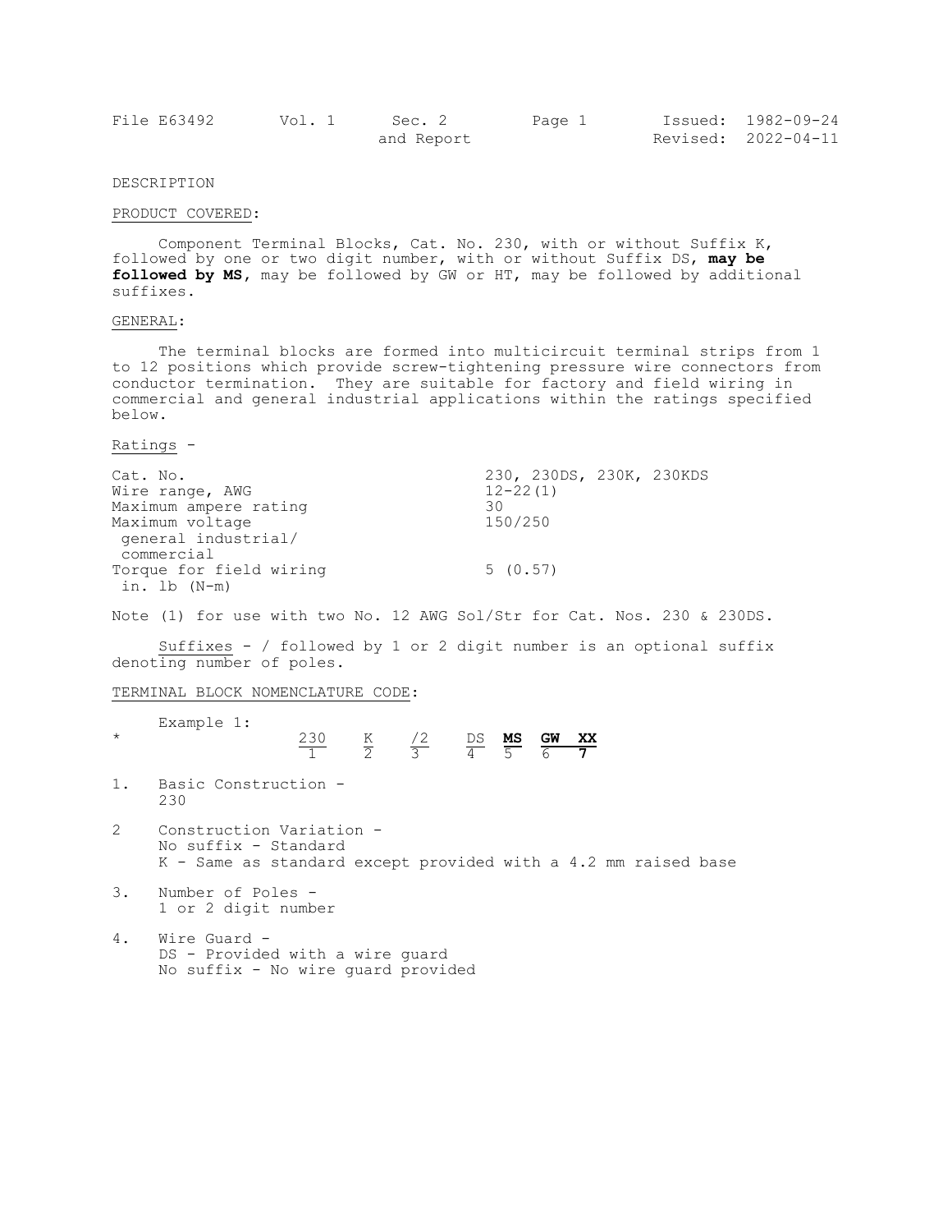DESCRIPTION

PRODUCT COVERED:

Component Terminal Blocks, Cat. No. 230, with or without Suffix K, followed by one or two digit number, with or without Suffix DS, **may be followed by MS**, may be followed by GW or HT, may be followed by additional suffixes.

GENERAL:

The terminal blocks are formed into multicircuit terminal strips from 1 to 12 positions which provide screw-tightening pressure wire connectors from conductor termination. They are suitable for factory and field wiring in commercial and general industrial applications within the ratings specified below.

Ratings -

| Cat. No. | 230, 230DS, 230K, 230KDS |
|---|---|
| Wire range, AWG | 12-22(1) |
| Maximum ampere rating | 30 |
| Maximum voltage general industrial/ commercial | 150/250 |
| Torque for field wiring in. lb (N-m) | 5 (0.57) |

Note (1) for use with two No. 12 AWG Sol/Str for Cat. Nos. 230 & 230DS.

Suffixes - / followed by 1 or 2 digit number is an optional suffix denoting number of poles.

TERMINAL BLOCK NOMENCLATURE CODE:

Example 1:

| * | 230 | K | /2 | DS | **MS** | **GW** | **XX** |
|---|---|---|---|---|---|---|---|
| | 1 | 2 | 3 | 4 | 5 | 6 | **7** |

1. Basic Construction -
   230

2. Construction Variation -
   No suffix - Standard
   K - Same as standard except provided with a 4.2 mm raised base

3. Number of Poles -
   1 or 2 digit number

4. Wire Guard -
   DS - Provided with a wire guard
   No suffix - No wire guard provided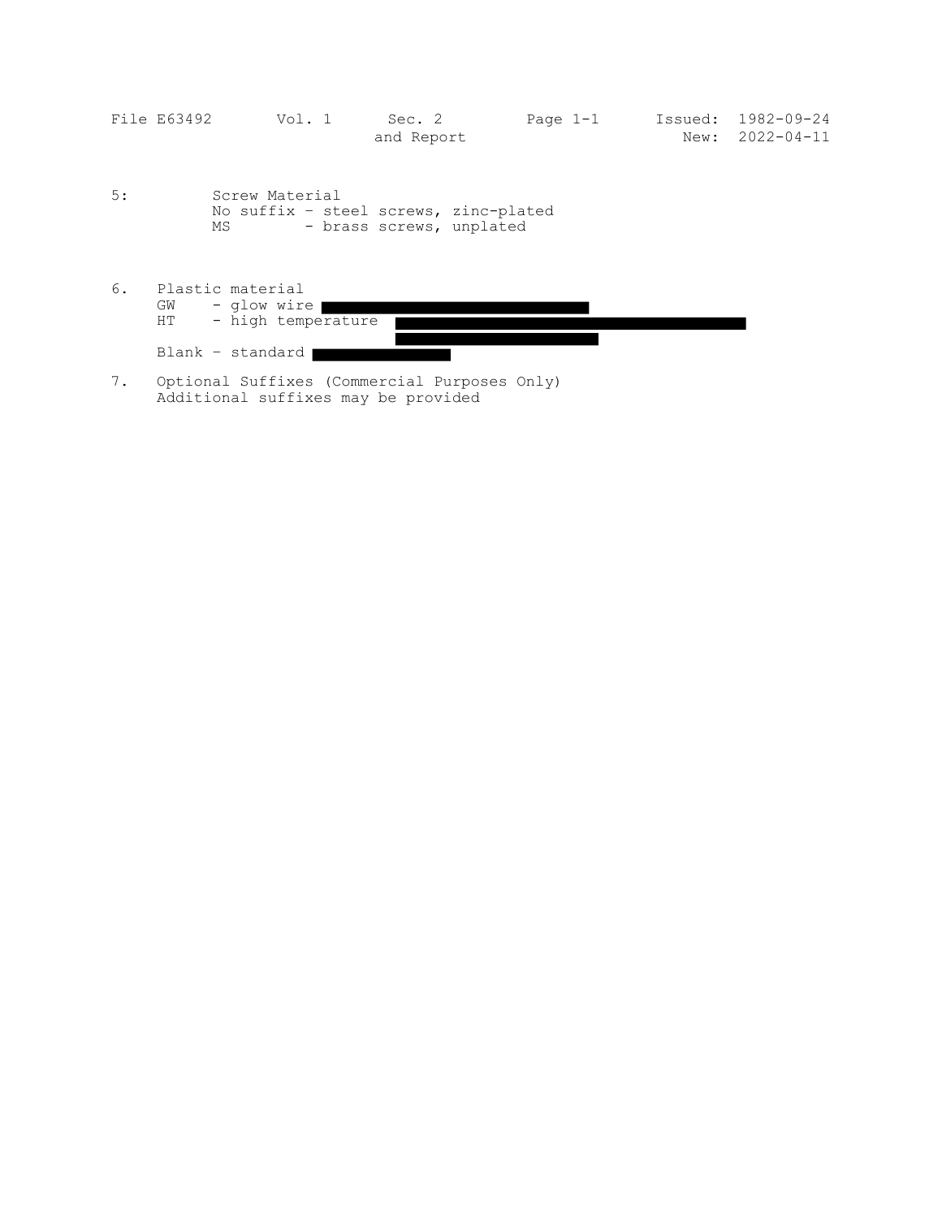5: Screw Material
No suffix – steel screws, zinc-plated
MS - brass screws, unplated

6. Plastic material
   GW - glow wire
   HT - high temperature
   Blank – standard

7. Optional Suffixes (Commercial Purposes Only)
   Additional suffixes may be provided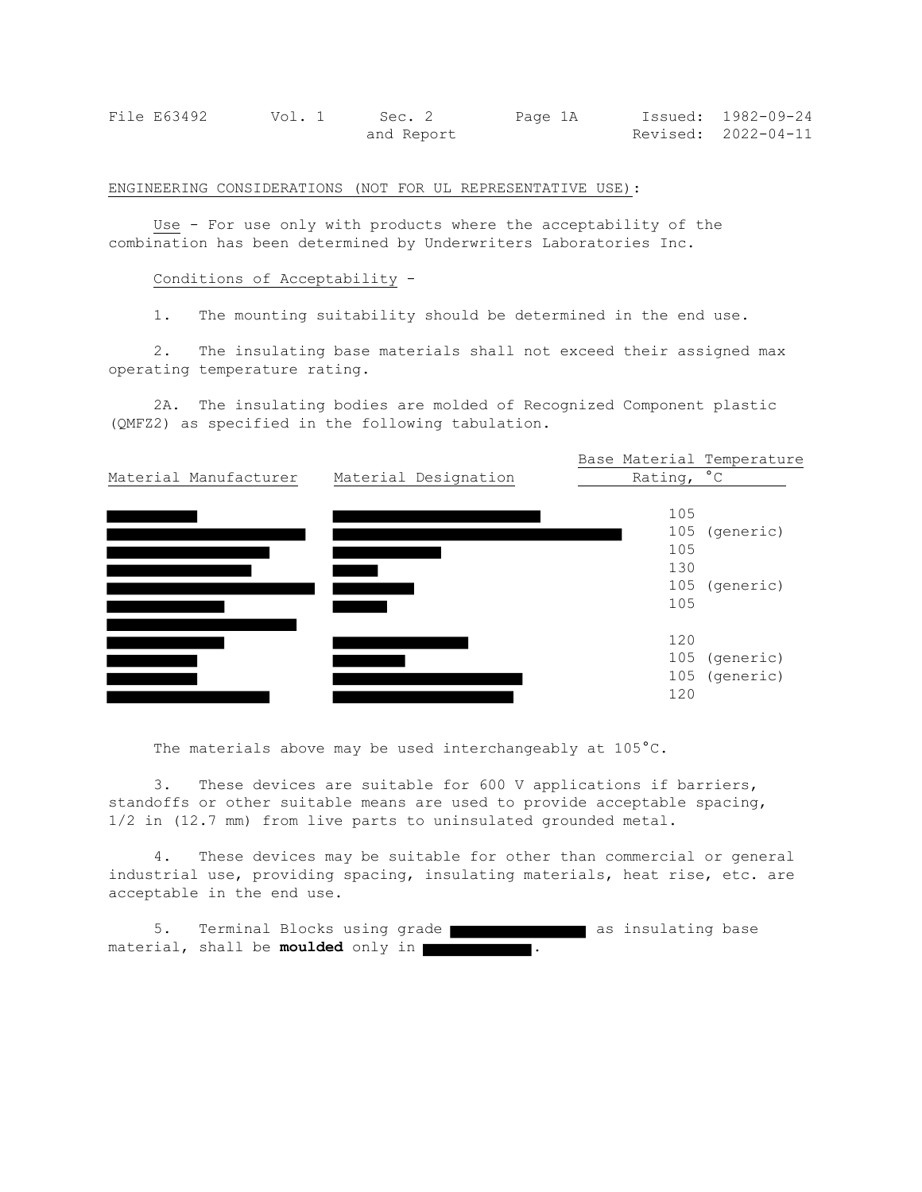ENGINEERING CONSIDERATIONS (NOT FOR UL REPRESENTATIVE USE):

Use - For use only with products where the acceptability of the combination has been determined by Underwriters Laboratories Inc.

Conditions of Acceptability -

1. The mounting suitability should be determined in the end use.

2. The insulating base materials shall not exceed their assigned max operating temperature rating.

2A. The insulating bodies are molded of Recognized Component plastic (QMFZ2) as specified in the following tabulation.

| Material Manufacturer | Material Designation | Base Material Temperature Rating, °C |
|---|---|---|
| ███ | ███ | 105 |
| ███ | ███ | 105 (generic) |
| ███ | ███ | 105 |
| ███ | ███ | 130 |
| ███ | ███ | 105 (generic) |
| ███ | ███ | 105 |
| ███ | | |
| ███ | ███ | 120 |
| ███ | ███ | 105 (generic) |
| ███ | ███ | 105 (generic) |
| ███ | ███ | 120 |

The materials above may be used interchangeably at 105°C.

3. These devices are suitable for 600 V applications if barriers, standoffs or other suitable means are used to provide acceptable spacing, 1/2 in (12.7 mm) from live parts to uninsulated grounded metal.

4. These devices may be suitable for other than commercial or general industrial use, providing spacing, insulating materials, heat rise, etc. are acceptable in the end use.

5. Terminal Blocks using grade ███ as insulating base material, shall be **moulded** only in ███.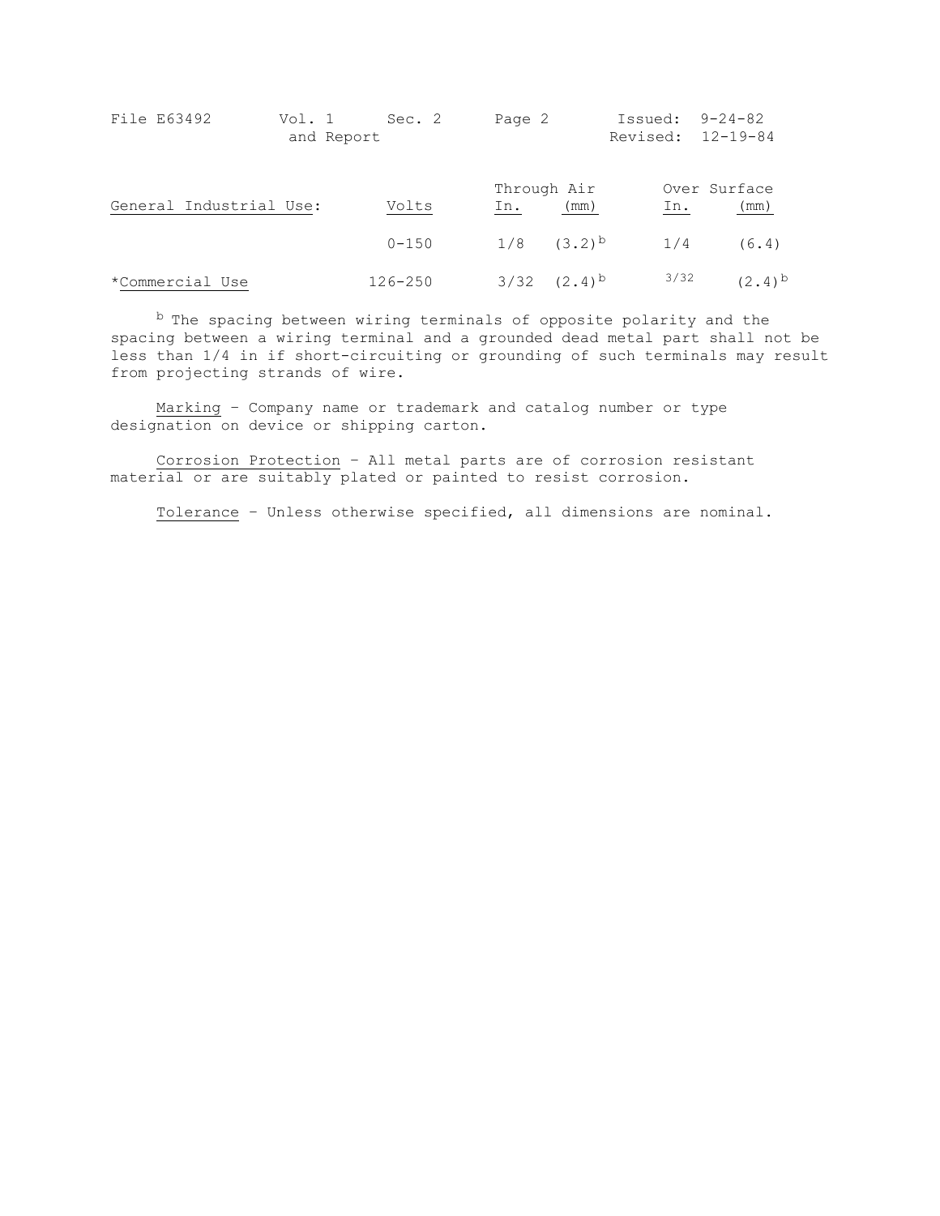File E63492 Vol. 1 Sec. 2 Page 2 Issued: 9-24-82
and Report Revised: 12-19-84

| General Industrial Use: | Volts | Through Air | | Over Surface | |
|---|---|---|---|---|---|
| | | In. | (mm) | In. | (mm) |
| | 0-150 | 1/8 | (3.2)[b] | 1/4 | (6.4) |
| *Commercial Use | 126-250 | 3/32 | (2.4)[b] | 3/32 | (2.4)[b] |

[b] The spacing between wiring terminals of opposite polarity and the spacing between a wiring terminal and a grounded dead metal part shall not be less than 1/4 in if short-circuiting or grounding of such terminals may result from projecting strands of wire.

Marking – Company name or trademark and catalog number or type designation on device or shipping carton.

Corrosion Protection – All metal parts are of corrosion resistant material or are suitably plated or painted to resist corrosion.

Tolerance – Unless otherwise specified, all dimensions are nominal.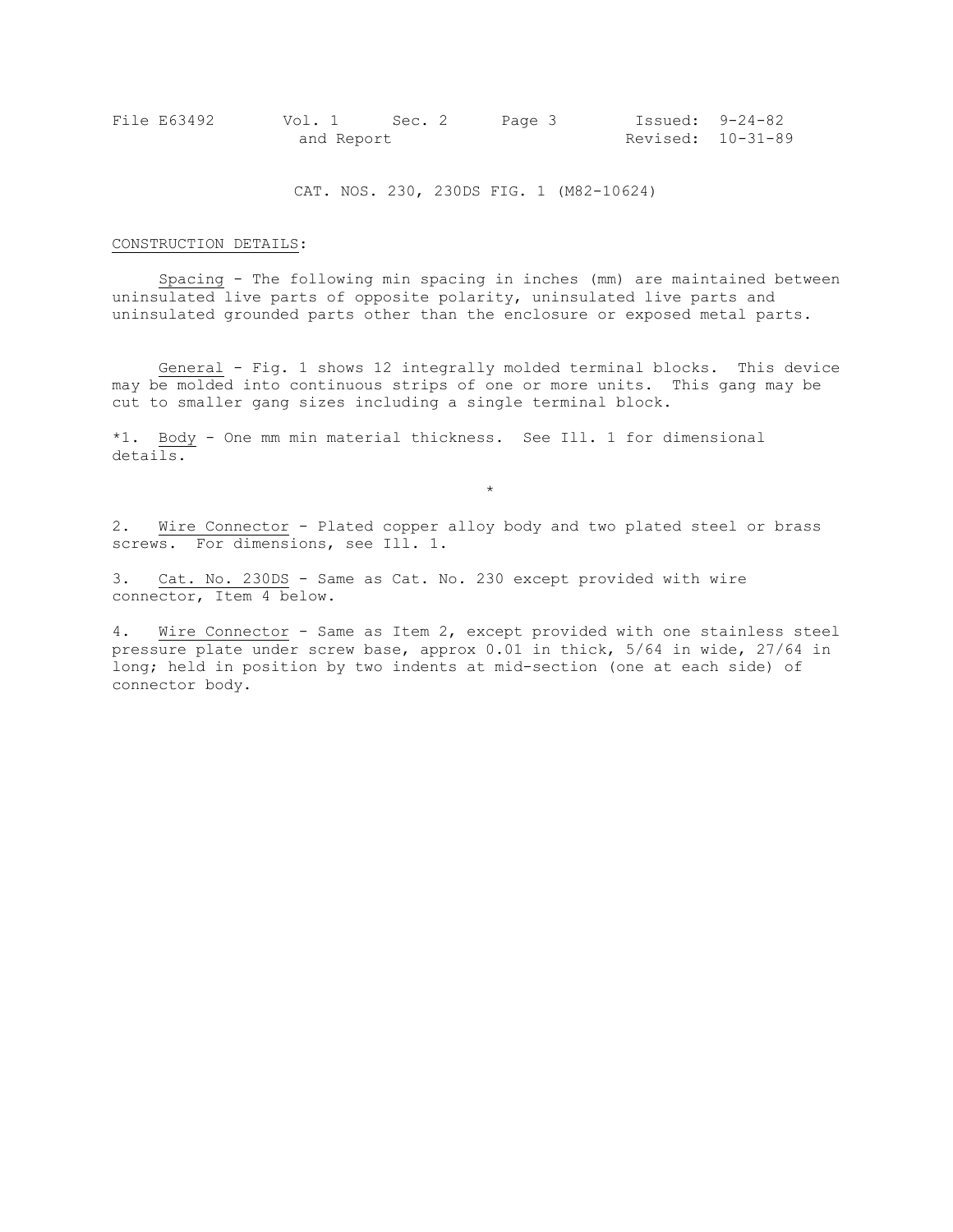CAT. NOS. 230, 230DS FIG. 1 (M82-10624)

CONSTRUCTION DETAILS:

Spacing - The following min spacing in inches (mm) are maintained between uninsulated live parts of opposite polarity, uninsulated live parts and uninsulated grounded parts other than the enclosure or exposed metal parts.

General - Fig. 1 shows 12 integrally molded terminal blocks. This device may be molded into continuous strips of one or more units. This gang may be cut to smaller gang sizes including a single terminal block.

*1. Body - One mm min material thickness. See Ill. 1 for dimensional details.

*

2. Wire Connector - Plated copper alloy body and two plated steel or brass screws. For dimensions, see Ill. 1.

3. Cat. No. 230DS - Same as Cat. No. 230 except provided with wire connector, Item 4 below.

4. Wire Connector - Same as Item 2, except provided with one stainless steel pressure plate under screw base, approx 0.01 in thick, 5/64 in wide, 27/64 in long; held in position by two indents at mid-section (one at each side) of connector body.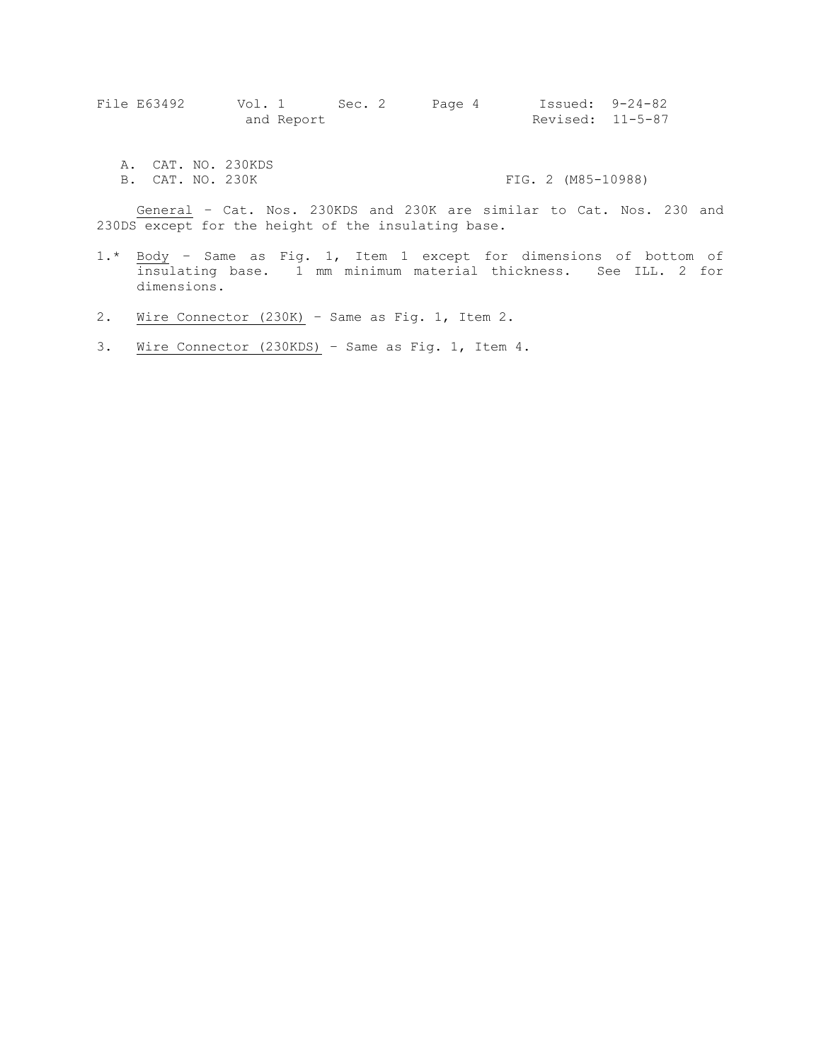A. CAT. NO. 230KDS
B. CAT. NO. 230K    FIG. 2 (M85-10988)

General – Cat. Nos. 230KDS and 230K are similar to Cat. Nos. 230 and 230DS except for the height of the insulating base.

1.* Body – Same as Fig. 1, Item 1 except for dimensions of bottom of insulating base. 1 mm minimum material thickness. See ILL. 2 for dimensions.

2. Wire Connector (230K) – Same as Fig. 1, Item 2.

3. Wire Connector (230KDS) – Same as Fig. 1, Item 4.